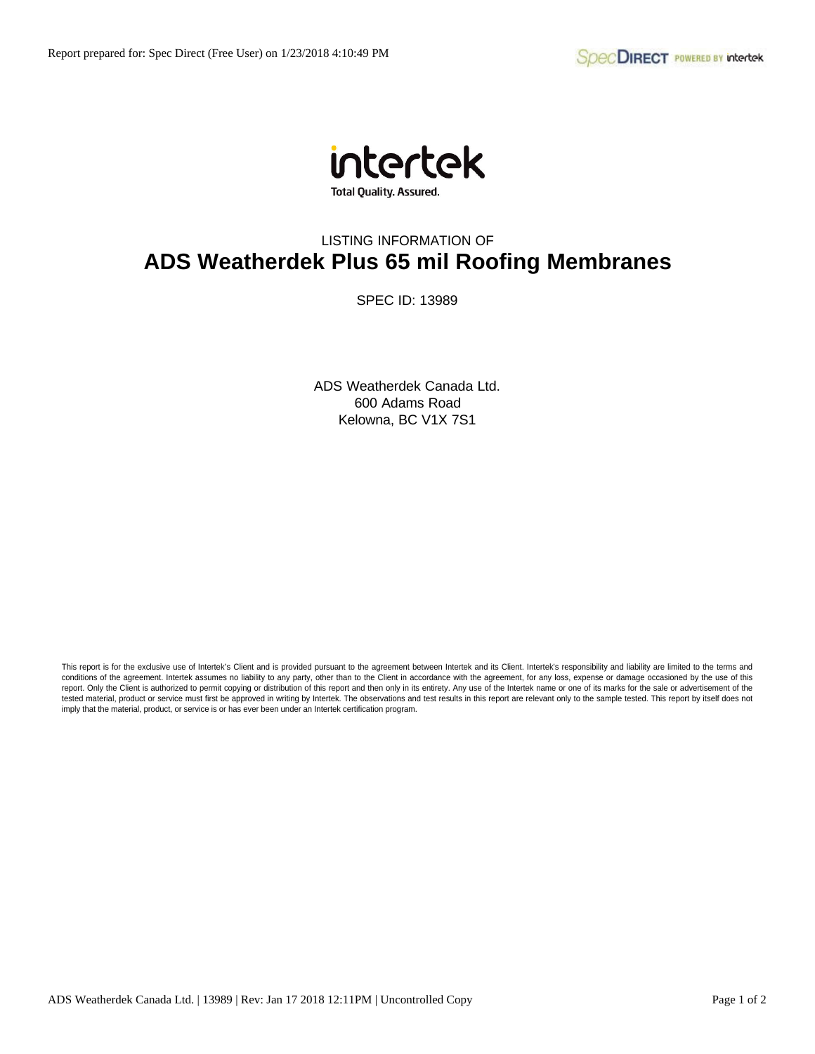intertek

Total Quality. Assured.

LISTING INFORMATION OF

# ADS Weatherdek Plus 65 mil Roofing Membranes

SPEC ID: 13989

ADS Weatherdek Canada Ltd.
600 Adams Road
Kelowna, BC V1X 7S1

This report is for the exclusive use of Intertek's Client and is provided pursuant to the agreement between Intertek and its Client. Intertek's responsibility and liability are limited to the terms and conditions of the agreement. Intertek assumes no liability to any party, other than to the Client in accordance with the agreement, for any loss, expense or damage occasioned by the use of this report. Only the Client is authorized to permit copying or distribution of this report and then only in its entirety. Any use of the Intertek name or one of its marks for the sale or advertisement of the tested material, product or service must first be approved in writing by Intertek. The observations and test results in this report are relevant only to the sample tested. This report by itself does not imply that the material, product, or service is or has ever been under an Intertek certification program.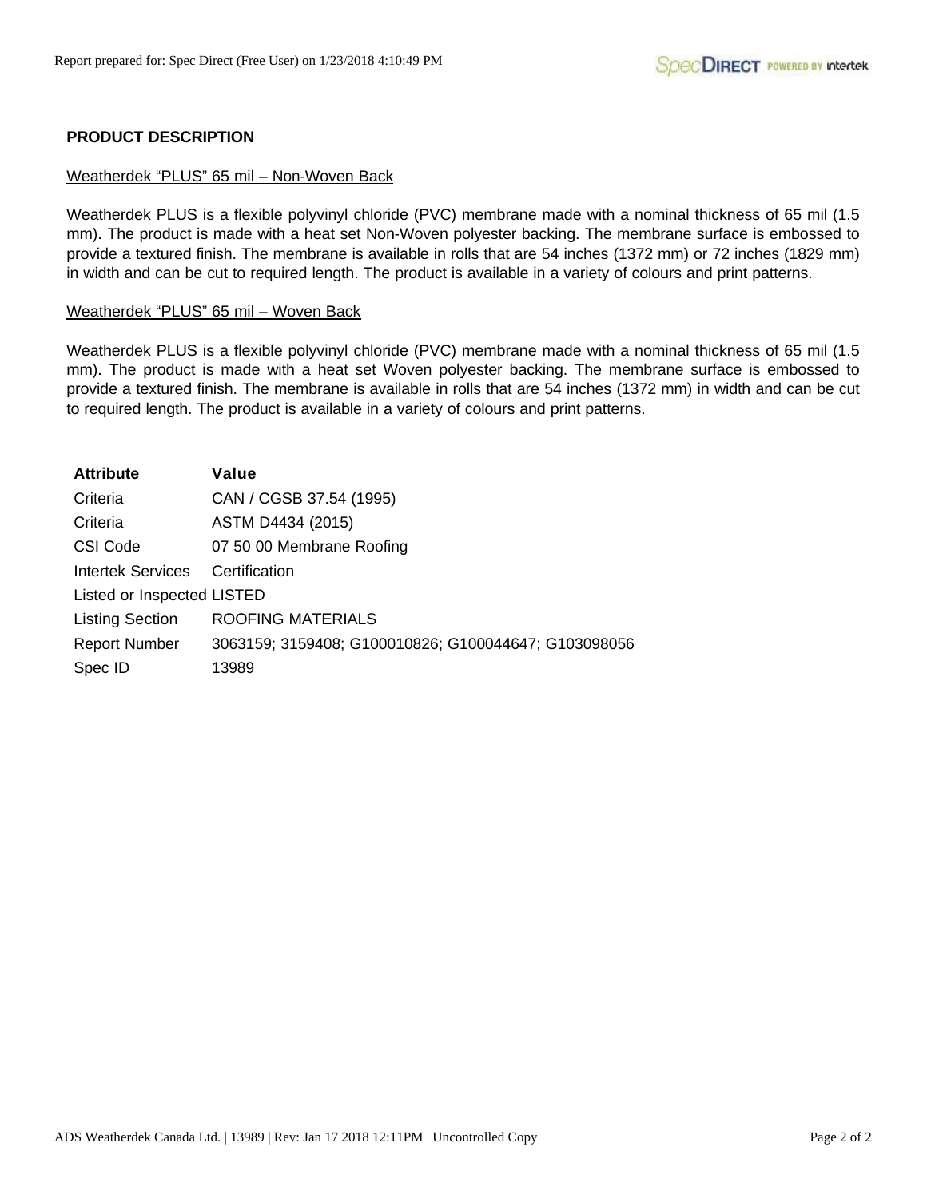**PRODUCT DESCRIPTION**

Weatherdek "PLUS" 65 mil – Non-Woven Back

Weatherdek PLUS is a flexible polyvinyl chloride (PVC) membrane made with a nominal thickness of 65 mil (1.5 mm). The product is made with a heat set Non-Woven polyester backing. The membrane surface is embossed to provide a textured finish. The membrane is available in rolls that are 54 inches (1372 mm) or 72 inches (1829 mm) in width and can be cut to required length. The product is available in a variety of colours and print patterns.

Weatherdek "PLUS" 65 mil – Woven Back

Weatherdek PLUS is a flexible polyvinyl chloride (PVC) membrane made with a nominal thickness of 65 mil (1.5 mm). The product is made with a heat set Woven polyester backing. The membrane surface is embossed to provide a textured finish. The membrane is available in rolls that are 54 inches (1372 mm) in width and can be cut to required length. The product is available in a variety of colours and print patterns.

| Attribute | Value |
|---|---|
| Criteria | CAN / CGSB 37.54 (1995) |
| Criteria | ASTM D4434 (2015) |
| CSI Code | 07 50 00 Membrane Roofing |
| Intertek Services | Certification |
| Listed or Inspected | LISTED |
| Listing Section | ROOFING MATERIALS |
| Report Number | 3063159; 3159408; G100010826; G100044647; G103098056 |
| Spec ID | 13989 |